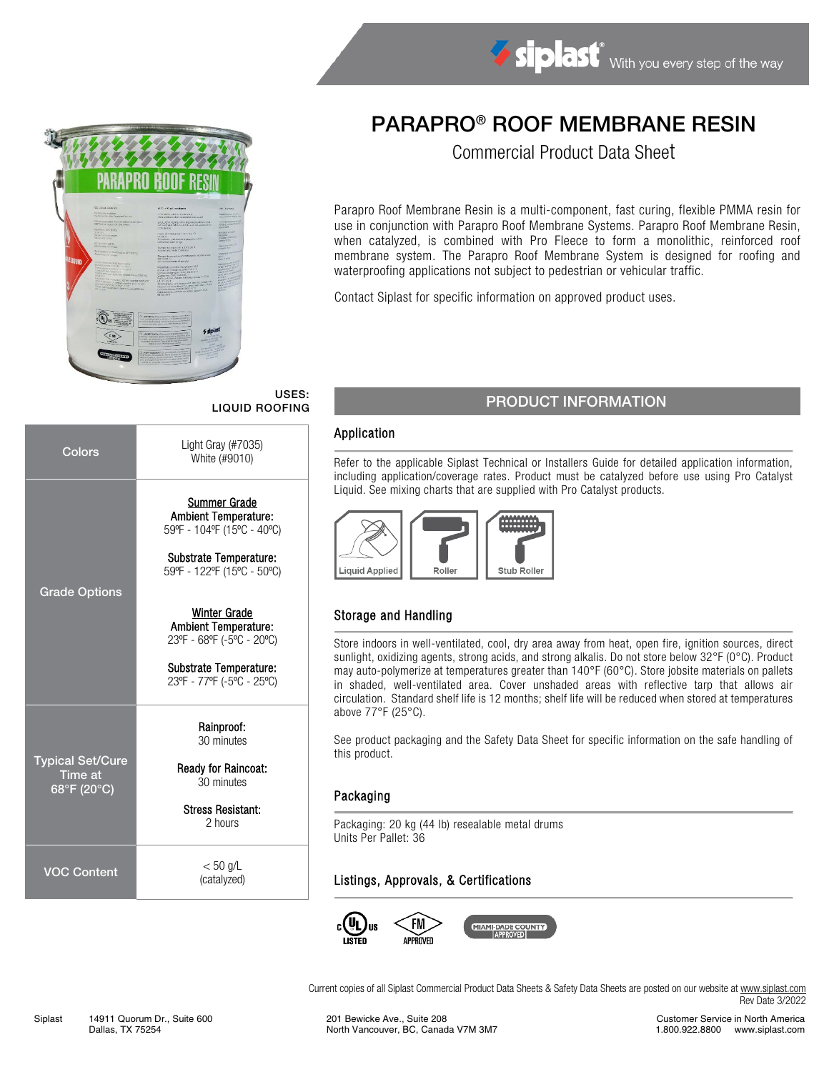# PARAPRO® ROOF MEMBRANE RESIN

Commercial Product Data Sheet

Parapro Roof Membrane Resin is a multi-component, fast curing, flexible PMMA resin for use in conjunction with Parapro Roof Membrane Systems. Parapro Roof Membrane Resin, when catalyzed, is combined with Pro Fleece to form a monolithic, reinforced roof membrane system. The Parapro Roof Membrane System is designed for roofing and waterproofing applications not subject to pedestrian or vehicular traffic.

Contact Siplast for specific information on approved product uses.

**USES:**
**LIQUID ROOFING**

| | |
|---|---|
| Colors | Light Gray (#7035)<br>White (#9010) |
| Grade Options | <u>Summer Grade</u><br>**Ambient Temperature:**<br>59ºF - 104ºF (15ºC - 40ºC)<br><br>**Substrate Temperature:**<br>59ºF - 122ºF (15ºC - 50ºC)<br><br><u>Winter Grade</u><br>**Ambient Temperature:**<br>23ºF - 68ºF (-5ºC - 20ºC)<br><br>**Substrate Temperature:**<br>23ºF - 77ºF (-5ºC - 25ºC) |
| Typical Set/Cure Time at 68°F (20°C) | **Rainproof:**<br>30 minutes<br><br>**Ready for Raincoat:**<br>30 minutes<br><br>**Stress Resistant:**<br>2 hours |
| VOC Content | < 50 g/L<br>(catalyzed) |

## PRODUCT INFORMATION

### Application

Refer to the applicable Siplast Technical or Installers Guide for detailed application information, including application/coverage rates. Product must be catalyzed before use using Pro Catalyst Liquid. See mixing charts that are supplied with Pro Catalyst products.

Liquid Applied | Roller | Stub Roller

### Storage and Handling

Store indoors in well-ventilated, cool, dry area away from heat, open fire, ignition sources, direct sunlight, oxidizing agents, strong acids, and strong alkalis. Do not store below 32°F (0°C). Product may auto-polymerize at temperatures greater than 140°F (60°C). Store jobsite materials on pallets in shaded, well-ventilated area. Cover unshaded areas with reflective tarp that allows air circulation. Standard shelf life is 12 months; shelf life will be reduced when stored at temperatures above 77°F (25°C).

See product packaging and the Safety Data Sheet for specific information on the safe handling of this product.

### Packaging

Packaging: 20 kg (44 lb) resealable metal drums
Units Per Pallet: 36

### Listings, Approvals, & Certifications

cULus LISTED | FM APPROVED | MIAMI-DADE COUNTY APPROVED

Current copies of all Siplast Commercial Product Data Sheets & Safety Data Sheets are posted on our website at www.siplast.com
Rev Date 3/2022

Siplast 14911 Quorum Dr., Suite 600, Dallas, TX 75254 | 201 Bewicke Ave., Suite 208, North Vancouver, BC, Canada V7M 3M7 | Customer Service in North America 1.800.922.8800 www.siplast.com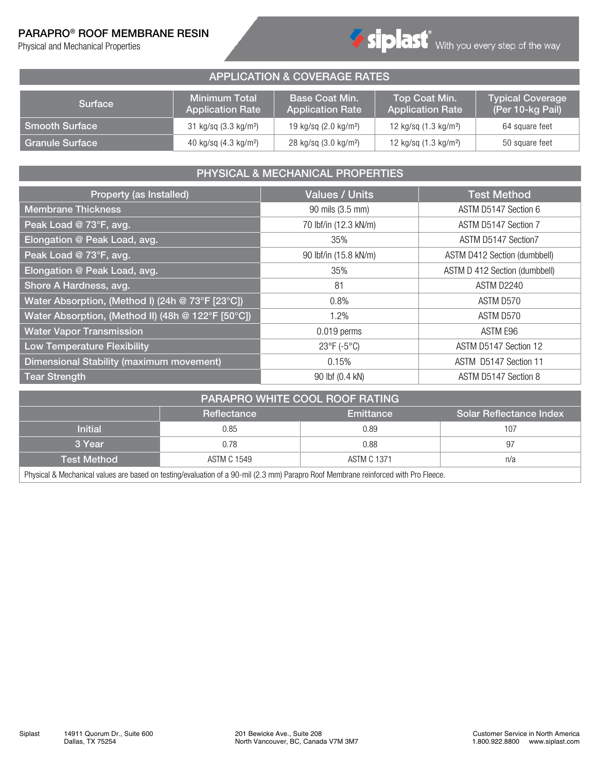# PARAPRO® ROOF MEMBRANE RESIN

Physical and Mechanical Properties

## APPLICATION & COVERAGE RATES

| Surface | Minimum Total Application Rate | Base Coat Min. Application Rate | Top Coat Min. Application Rate | Typical Coverage (Per 10-kg Pail) |
|---|---|---|---|---|
| Smooth Surface | 31 kg/sq (3.3 kg/m²) | 19 kg/sq (2.0 kg/m²) | 12 kg/sq (1.3 kg/m²) | 64 square feet |
| Granule Surface | 40 kg/sq (4.3 kg/m²) | 28 kg/sq (3.0 kg/m²) | 12 kg/sq (1.3 kg/m²) | 50 square feet |

## PHYSICAL & MECHANICAL PROPERTIES

| Property (as Installed) | Values / Units | Test Method |
|---|---|---|
| Membrane Thickness | 90 mils (3.5 mm) | ASTM D5147 Section 6 |
| Peak Load @ 73°F, avg. | 70 lbf/in (12.3 kN/m) | ASTM D5147 Section 7 |
| Elongation @ Peak Load, avg. | 35% | ASTM D5147 Section7 |
| Peak Load @ 73°F, avg. | 90 lbf/in (15.8 kN/m) | ASTM D412 Section (dumbbell) |
| Elongation @ Peak Load, avg. | 35% | ASTM D 412 Section (dumbbell) |
| Shore A Hardness, avg. | 81 | ASTM D2240 |
| Water Absorption, (Method I) (24h @ 73°F [23°C]) | 0.8% | ASTM D570 |
| Water Absorption, (Method II) (48h @ 122°F [50°C]) | 1.2% | ASTM D570 |
| Water Vapor Transmission | 0.019 perms | ASTM E96 |
| Low Temperature Flexibility | 23°F (-5°C) | ASTM D5147 Section 12 |
| Dimensional Stability (maximum movement) | 0.15% | ASTM D5147 Section 11 |
| Tear Strength | 90 lbf (0.4 kN) | ASTM D5147 Section 8 |

## PARAPRO WHITE COOL ROOF RATING

| | Reflectance | Emittance | Solar Reflectance Index |
|---|---|---|---|
| Initial | 0.85 | 0.89 | 107 |
| 3 Year | 0.78 | 0.88 | 97 |
| Test Method | ASTM C 1549 | ASTM C 1371 | n/a |

Physical & Mechanical values are based on testing/evaluation of a 90-mil (2.3 mm) Parapro Roof Membrane reinforced with Pro Fleece.

Siplast 14911 Quorum Dr., Suite 600 Dallas, TX 75254 | 201 Bewicke Ave., Suite 208 North Vancouver, BC, Canada V7M 3M7 | Customer Service in North America 1.800.922.8800 www.siplast.com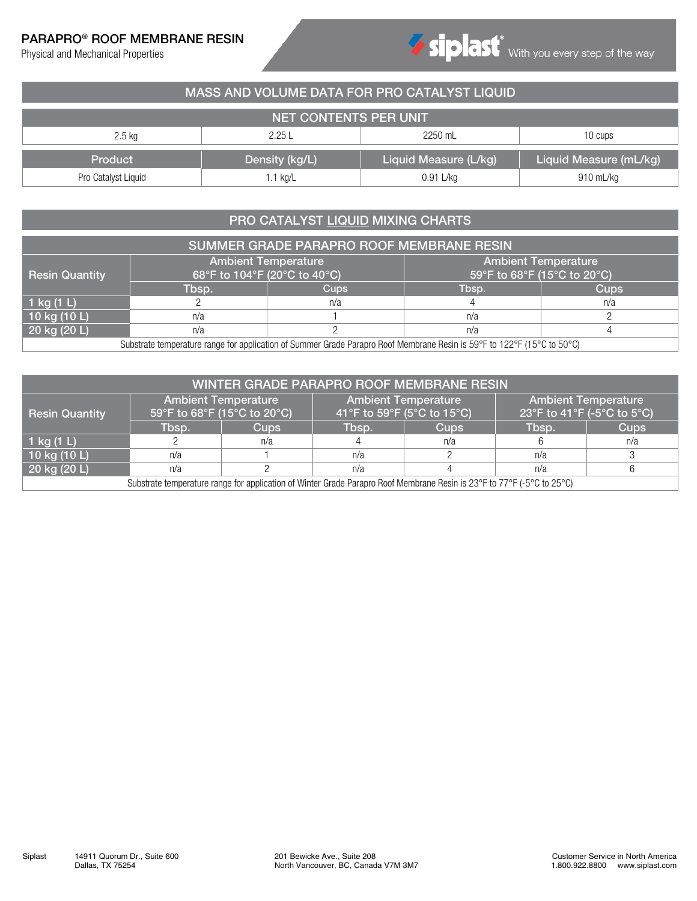# PARAPRO® ROOF MEMBRANE RESIN

Physical and Mechanical Properties

## MASS AND VOLUME DATA FOR PRO CATALYST LIQUID

| NET CONTENTS PER UNIT | | | |
|---|---|---|---|
| 2.5 kg | 2.25 L | 2250 mL | 10 cups |
| **Product** | **Density (kg/L)** | **Liquid Measure (L/kg)** | **Liquid Measure (mL/kg)** |
| Pro Catalyst Liquid | 1.1 kg/L | 0.91 L/kg | 910 mL/kg |

## PRO CATALYST LIQUID MIXING CHARTS

### SUMMER GRADE PARAPRO ROOF MEMBRANE RESIN

| Resin Quantity | Ambient Temperature 68°F to 104°F (20°C to 40°C) | | Ambient Temperature 59°F to 68°F (15°C to 20°C) | |
|---|---|---|---|---|
| | Tbsp. | Cups | Tbsp. | Cups |
| 1 kg (1 L) | 2 | n/a | 4 | n/a |
| 10 kg (10 L) | n/a | 1 | n/a | 2 |
| 20 kg (20 L) | n/a | 2 | n/a | 4 |

Substrate temperature range for application of Summer Grade Parapro Roof Membrane Resin is 59°F to 122°F (15°C to 50°C)

### WINTER GRADE PARAPRO ROOF MEMBRANE RESIN

| Resin Quantity | Ambient Temperature 59°F to 68°F (15°C to 20°C) | | Ambient Temperature 41°F to 59°F (5°C to 15°C) | | Ambient Temperature 23°F to 41°F (-5°C to 5°C) | |
|---|---|---|---|---|---|---|
| | Tbsp. | Cups | Tbsp. | Cups | Tbsp. | Cups |
| 1 kg (1 L) | 2 | n/a | 4 | n/a | 6 | n/a |
| 10 kg (10 L) | n/a | 1 | n/a | 2 | n/a | 3 |
| 20 kg (20 L) | n/a | 2 | n/a | 4 | n/a | 6 |

Substrate temperature range for application of Winter Grade Parapro Roof Membrane Resin is 23°F to 77°F (-5°C to 25°C)

Siplast 14911 Quorum Dr., Suite 600 Dallas, TX 75254

201 Bewicke Ave., Suite 208 North Vancouver, BC, Canada V7M 3M7

Customer Service in North America 1.800.922.8800 www.siplast.com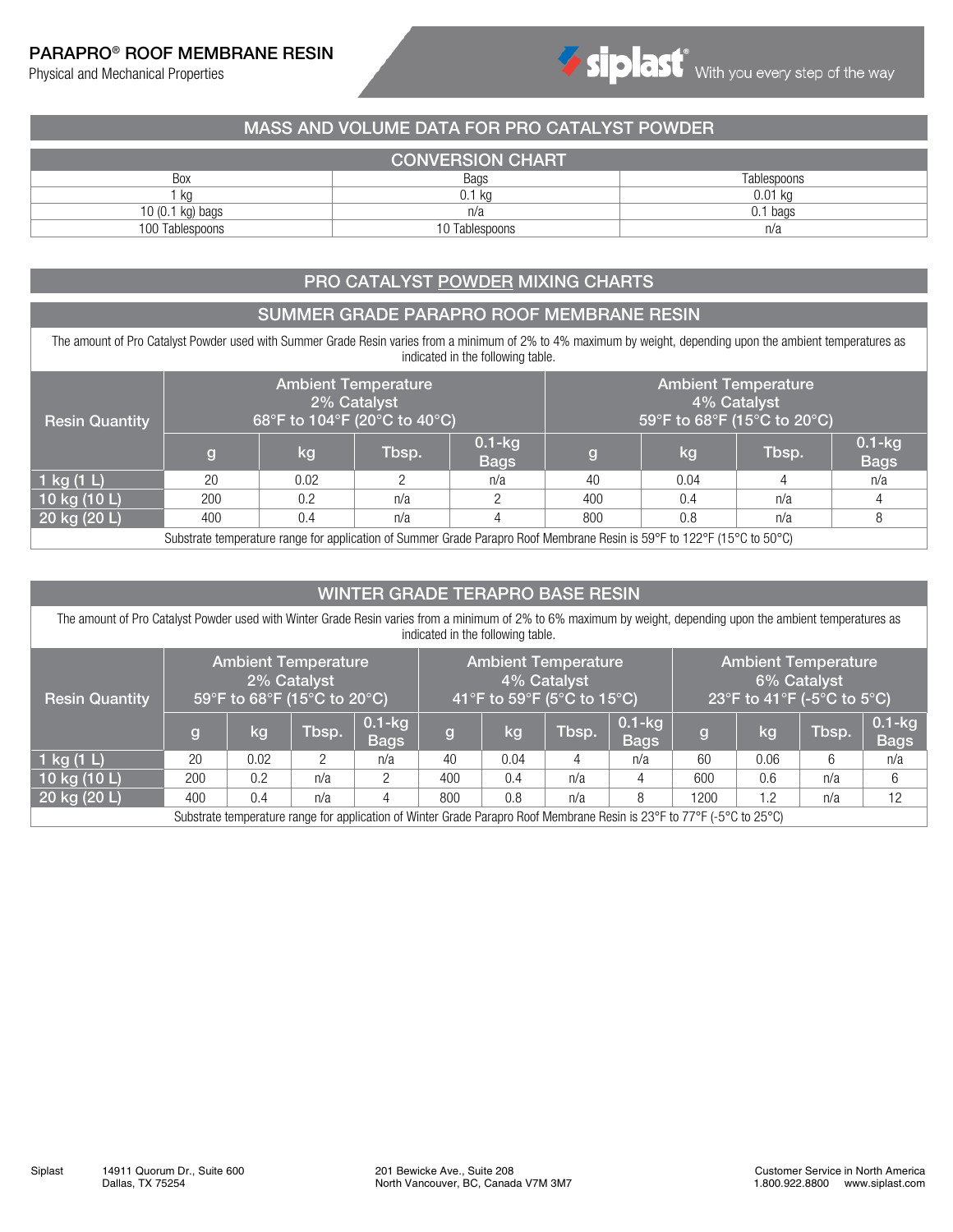PARAPRO® ROOF MEMBRANE RESIN

Physical and Mechanical Properties

## MASS AND VOLUME DATA FOR PRO CATALYST POWDER

| CONVERSION CHART | | |
|---|---|---|
| Box | Bags | Tablespoons |
| 1 kg | 0.1 kg | 0.01 kg |
| 10 (0.1 kg) bags | n/a | 0.1 bags |
| 100 Tablespoons | 10 Tablespoons | n/a |

## PRO CATALYST POWDER MIXING CHARTS

### SUMMER GRADE PARAPRO ROOF MEMBRANE RESIN

The amount of Pro Catalyst Powder used with Summer Grade Resin varies from a minimum of 2% to 4% maximum by weight, depending upon the ambient temperatures as indicated in the following table.

| Resin Quantity | Ambient Temperature 2% Catalyst 68°F to 104°F (20°C to 40°C) | | | | Ambient Temperature 4% Catalyst 59°F to 68°F (15°C to 20°C) | | | |
|---|---|---|---|---|---|---|---|---|
| | g | kg | Tbsp. | 0.1-kg Bags | g | kg | Tbsp. | 0.1-kg Bags |
| 1 kg (1 L) | 20 | 0.02 | 2 | n/a | 40 | 0.04 | 4 | n/a |
| 10 kg (10 L) | 200 | 0.2 | n/a | 2 | 400 | 0.4 | n/a | 4 |
| 20 kg (20 L) | 400 | 0.4 | n/a | 4 | 800 | 0.8 | n/a | 8 |

Substrate temperature range for application of Summer Grade Parapro Roof Membrane Resin is 59°F to 122°F (15°C to 50°C)

### WINTER GRADE TERAPRO BASE RESIN

The amount of Pro Catalyst Powder used with Winter Grade Resin varies from a minimum of 2% to 6% maximum by weight, depending upon the ambient temperatures as indicated in the following table.

| Resin Quantity | Ambient Temperature 2% Catalyst 59°F to 68°F (15°C to 20°C) | | | | Ambient Temperature 4% Catalyst 41°F to 59°F (5°C to 15°C) | | | | Ambient Temperature 6% Catalyst 23°F to 41°F (-5°C to 5°C) | | | |
|---|---|---|---|---|---|---|---|---|---|---|---|---|
| | g | kg | Tbsp. | 0.1-kg Bags | g | kg | Tbsp. | 0.1-kg Bags | g | kg | Tbsp. | 0.1-kg Bags |
| 1 kg (1 L) | 20 | 0.02 | 2 | n/a | 40 | 0.04 | 4 | n/a | 60 | 0.06 | 6 | n/a |
| 10 kg (10 L) | 200 | 0.2 | n/a | 2 | 400 | 0.4 | n/a | 4 | 600 | 0.6 | n/a | 6 |
| 20 kg (20 L) | 400 | 0.4 | n/a | 4 | 800 | 0.8 | n/a | 8 | 1200 | 1.2 | n/a | 12 |

Substrate temperature range for application of Winter Grade Parapro Roof Membrane Resin is 23°F to 77°F (-5°C to 25°C)